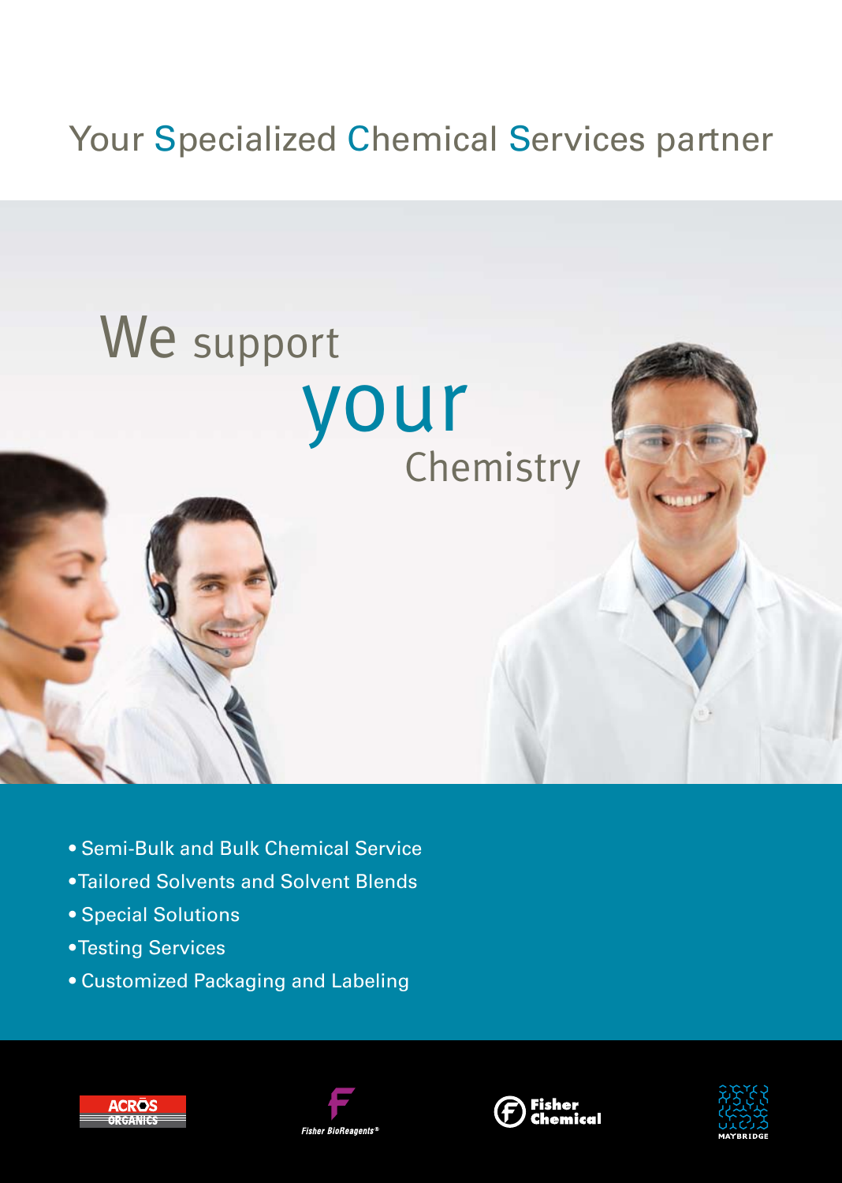# Your Specialized Chemical Services partner

## We support your Chemistry

- Semi-Bulk and Bulk Chemical Service
- Tailored Solvents and Solvent Blends
- Special Solutions
- Testing Services
- Customized Packaging and Labeling

ACROS ORGANICS

Fisher BioReagents®

Fisher Chemical

MAYBRIDGE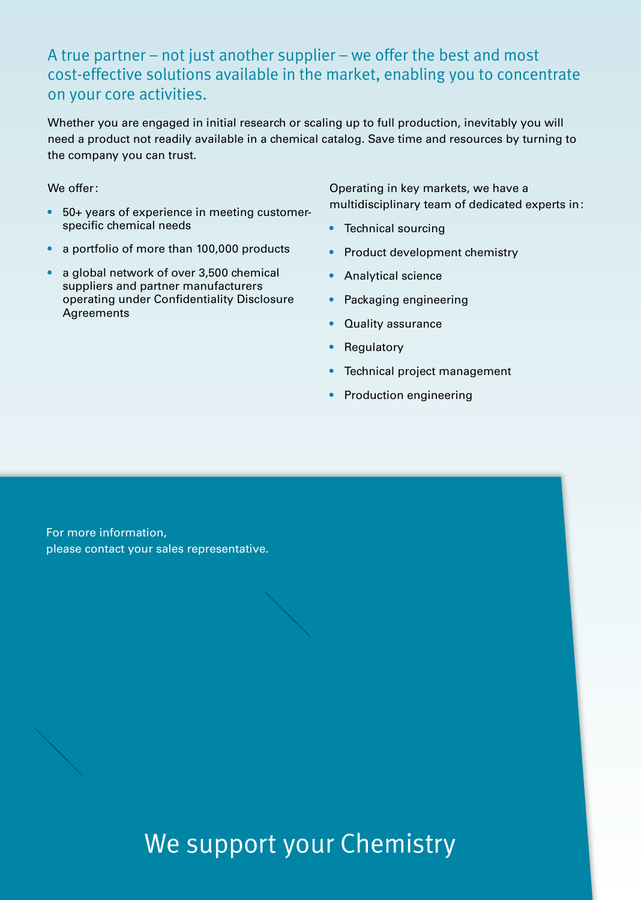## A true partner – not just another supplier – we offer the best and most cost-effective solutions available in the market, enabling you to concentrate on your core activities.

Whether you are engaged in initial research or scaling up to full production, inevitably you will need a product not readily available in a chemical catalog. Save time and resources by turning to the company you can trust.

We offer:

- 50+ years of experience in meeting customer-specific chemical needs
- a portfolio of more than 100,000 products
- a global network of over 3,500 chemical suppliers and partner manufacturers operating under Confidentiality Disclosure Agreements

Operating in key markets, we have a multidisciplinary team of dedicated experts in:

- Technical sourcing
- Product development chemistry
- Analytical science
- Packaging engineering
- Quality assurance
- Regulatory
- Technical project management
- Production engineering

For more information,
please contact your sales representative.

We support your Chemistry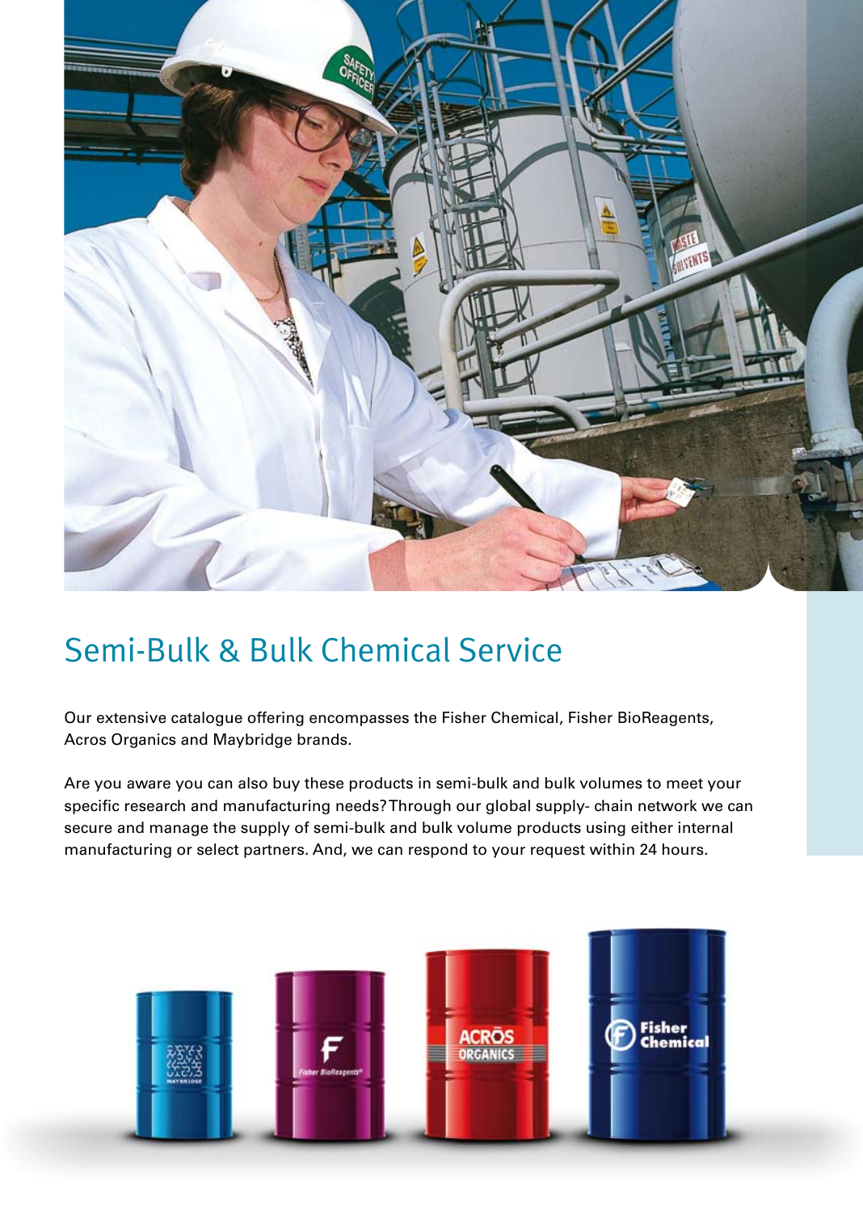## Semi-Bulk & Bulk Chemical Service

Our extensive catalogue offering encompasses the Fisher Chemical, Fisher BioReagents, Acros Organics and Maybridge brands.

Are you aware you can also buy these products in semi-bulk and bulk volumes to meet your specific research and manufacturing needs? Through our global supply- chain network we can secure and manage the supply of semi-bulk and bulk volume products using either internal manufacturing or select partners. And, we can respond to your request within 24 hours.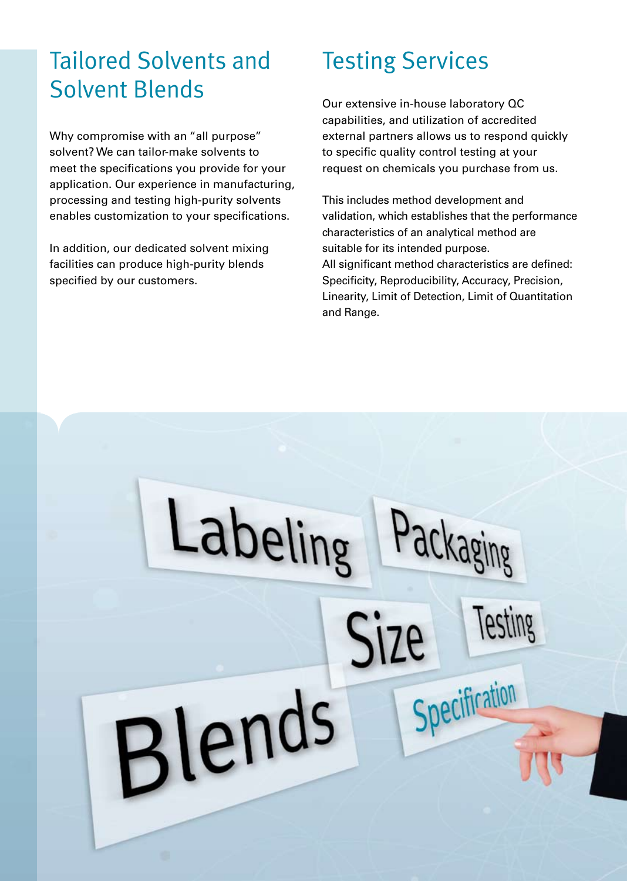## Tailored Solvents and Solvent Blends

Why compromise with an "all purpose" solvent? We can tailor-make solvents to meet the specifications you provide for your application. Our experience in manufacturing, processing and testing high-purity solvents enables customization to your specifications.

In addition, our dedicated solvent mixing facilities can produce high-purity blends specified by our customers.

## Testing Services

Our extensive in-house laboratory QC capabilities, and utilization of accredited external partners allows us to respond quickly to specific quality control testing at your request on chemicals you purchase from us.

This includes method development and validation, which establishes that the performance characteristics of an analytical method are suitable for its intended purpose.
All significant method characteristics are defined: Specificity, Reproducibility, Accuracy, Precision, Linearity, Limit of Detection, Limit of Quantitation and Range.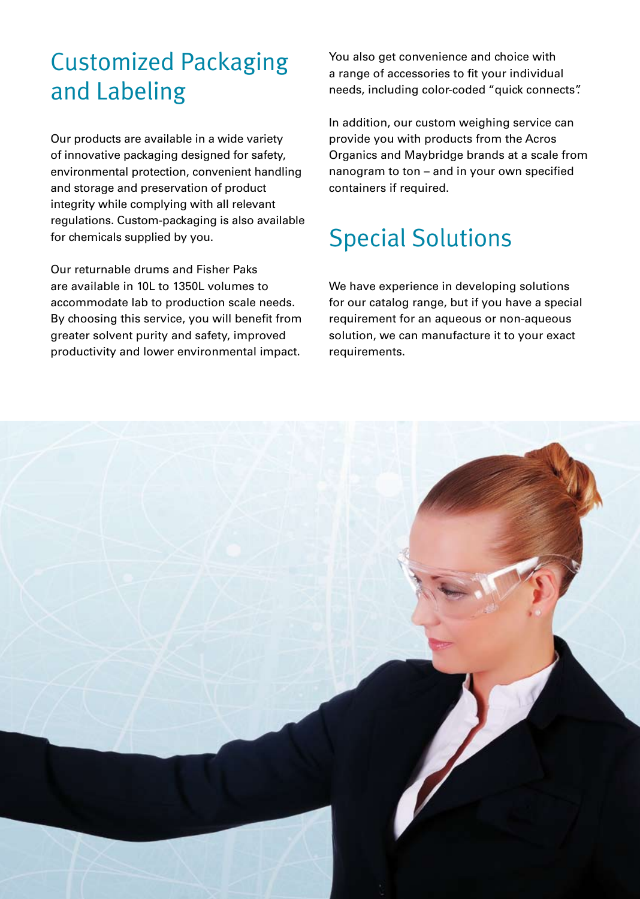## Customized Packaging and Labeling

Our products are available in a wide variety of innovative packaging designed for safety, environmental protection, convenient handling and storage and preservation of product integrity while complying with all relevant regulations. Custom-packaging is also available for chemicals supplied by you.

Our returnable drums and Fisher Paks are available in 10L to 1350L volumes to accommodate lab to production scale needs. By choosing this service, you will benefit from greater solvent purity and safety, improved productivity and lower environmental impact.

You also get convenience and choice with a range of accessories to fit your individual needs, including color-coded "quick connects".

In addition, our custom weighing service can provide you with products from the Acros Organics and Maybridge brands at a scale from nanogram to ton – and in your own specified containers if required.

## Special Solutions

We have experience in developing solutions for our catalog range, but if you have a special requirement for an aqueous or non-aqueous solution, we can manufacture it to your exact requirements.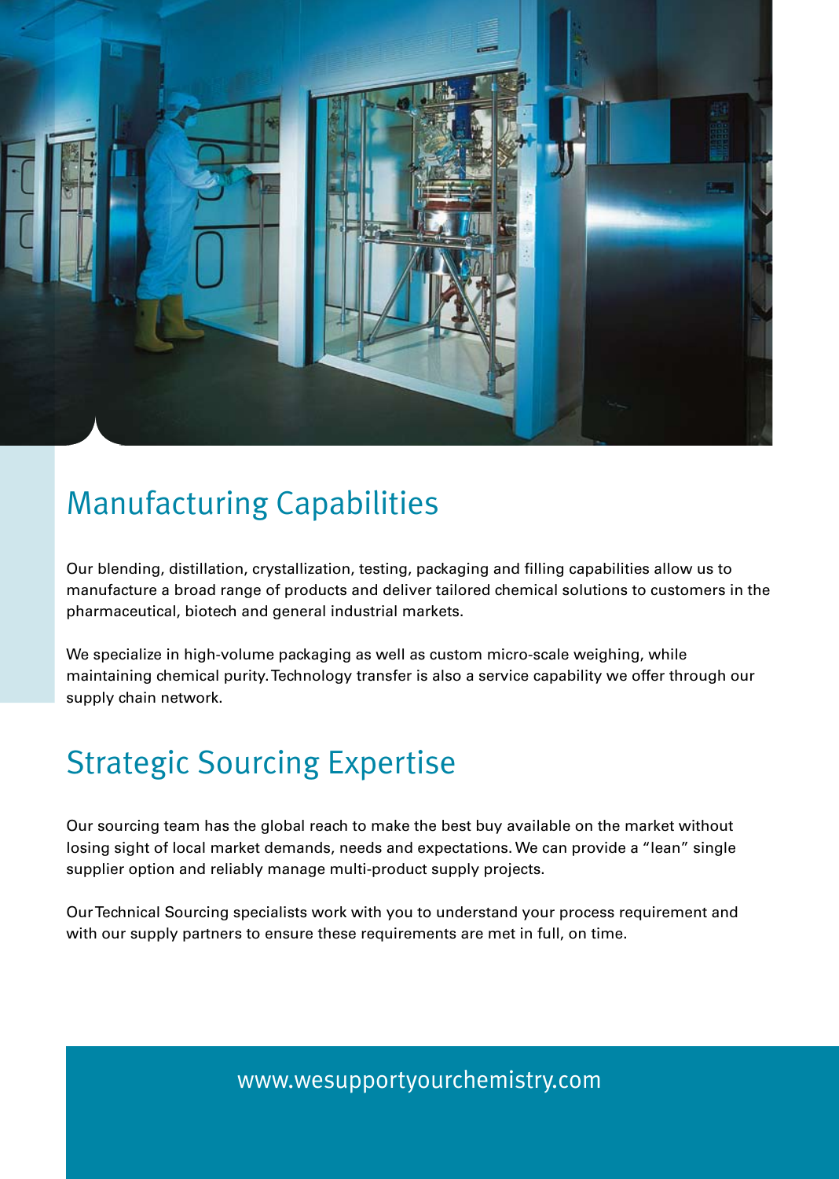## Manufacturing Capabilities

Our blending, distillation, crystallization, testing, packaging and filling capabilities allow us to manufacture a broad range of products and deliver tailored chemical solutions to customers in the pharmaceutical, biotech and general industrial markets.

We specialize in high-volume packaging as well as custom micro-scale weighing, while maintaining chemical purity. Technology transfer is also a service capability we offer through our supply chain network.

## Strategic Sourcing Expertise

Our sourcing team has the global reach to make the best buy available on the market without losing sight of local market demands, needs and expectations. We can provide a “lean” single supplier option and reliably manage multi-product supply projects.

Our Technical Sourcing specialists work with you to understand your process requirement and with our supply partners to ensure these requirements are met in full, on time.

www.wesupportyourchemistry.com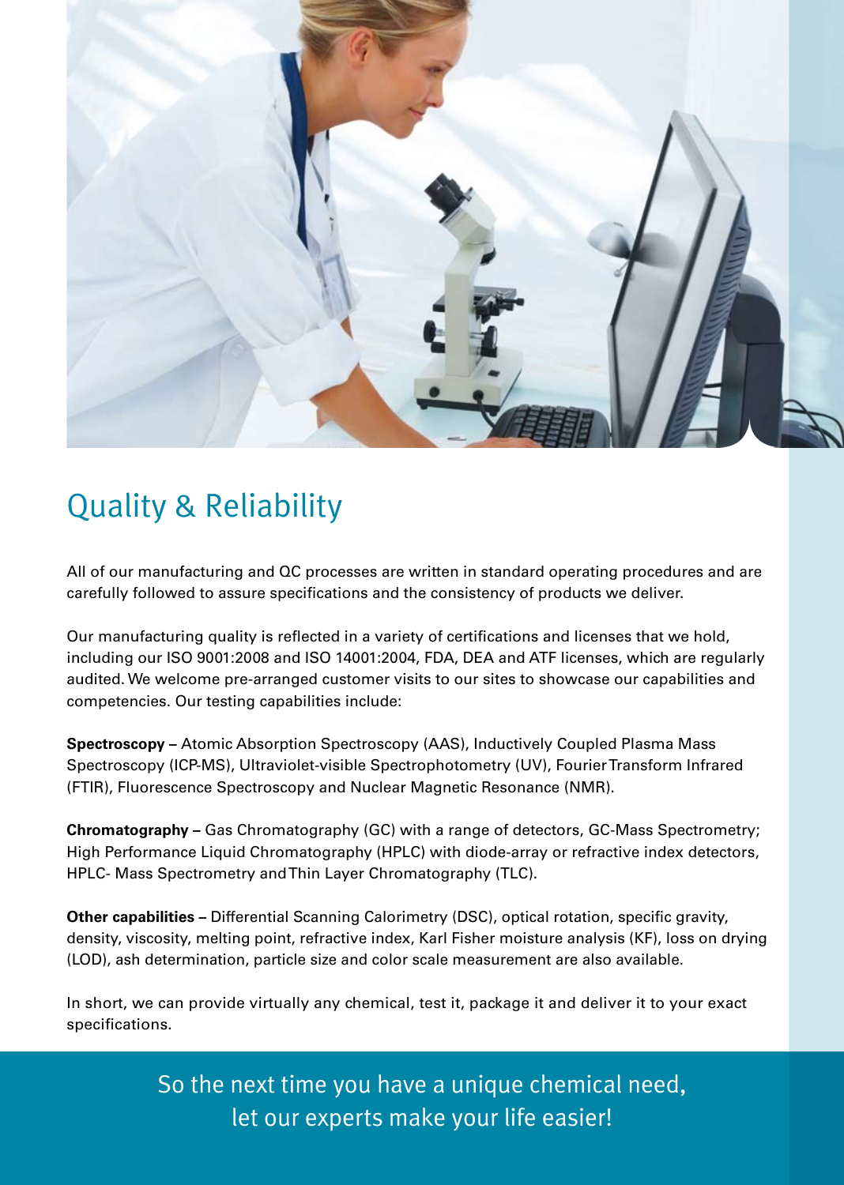## Quality & Reliability

All of our manufacturing and QC processes are written in standard operating procedures and are carefully followed to assure specifications and the consistency of products we deliver.

Our manufacturing quality is reflected in a variety of certifications and licenses that we hold, including our ISO 9001:2008 and ISO 14001:2004, FDA, DEA and ATF licenses, which are regularly audited. We welcome pre-arranged customer visits to our sites to showcase our capabilities and competencies. Our testing capabilities include:

**Spectroscopy –** Atomic Absorption Spectroscopy (AAS), Inductively Coupled Plasma Mass Spectroscopy (ICP-MS), Ultraviolet-visible Spectrophotometry (UV), Fourier Transform Infrared (FTIR), Fluorescence Spectroscopy and Nuclear Magnetic Resonance (NMR).

**Chromatography –** Gas Chromatography (GC) with a range of detectors, GC-Mass Spectrometry; High Performance Liquid Chromatography (HPLC) with diode-array or refractive index detectors, HPLC- Mass Spectrometry and Thin Layer Chromatography (TLC).

**Other capabilities –** Differential Scanning Calorimetry (DSC), optical rotation, specific gravity, density, viscosity, melting point, refractive index, Karl Fisher moisture analysis (KF), loss on drying (LOD), ash determination, particle size and color scale measurement are also available.

In short, we can provide virtually any chemical, test it, package it and deliver it to your exact specifications.

So the next time you have a unique chemical need, let our experts make your life easier!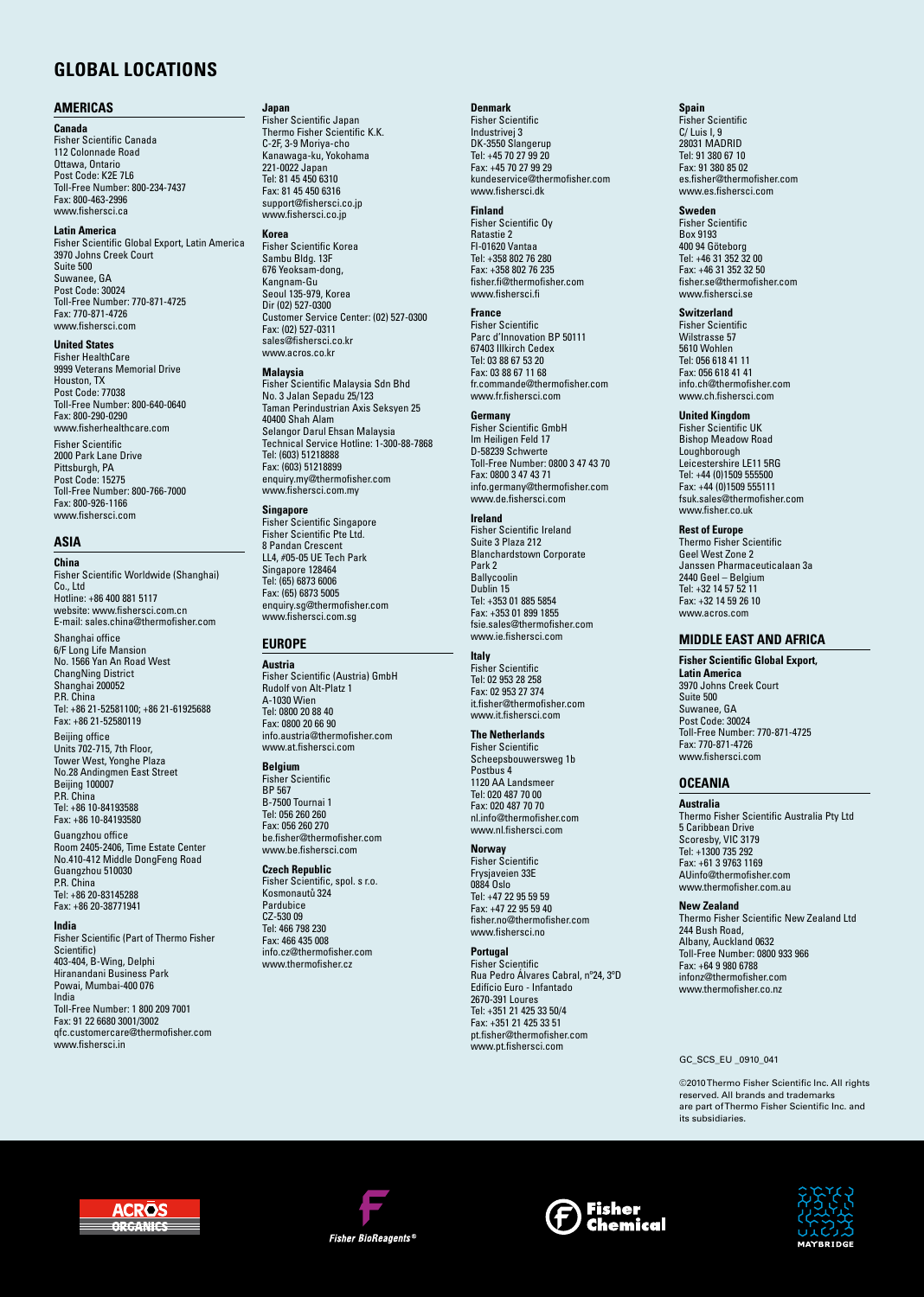# GLOBAL LOCATIONS

## AMERICAS

**Canada**
Fisher Scientific Canada
112 Colonnade Road
Ottawa, Ontario
Post Code: K2E 7L6
Toll-Free Number: 800-234-7437
Fax: 800-463-2996
www.fishersci.ca

**Latin America**
Fisher Scientific Global Export, Latin America
3970 Johns Creek Court
Suite 500
Suwanee, GA
Post Code: 30024
Toll-Free Number: 770-871-4725
Fax: 770-871-4726
www.fishersci.com

**United States**
Fisher HealthCare
9999 Veterans Memorial Drive
Houston, TX
Post Code: 77038
Toll-Free Number: 800-640-0640
Fax: 800-290-0290
www.fisherhealthcare.com

Fisher Scientific
2000 Park Lane Drive
Pittsburgh, PA
Post Code: 15275
Toll-Free Number: 800-766-7000
Fax: 800-926-1166
www.fishersci.com

## ASIA

**China**
Fisher Scientific Worldwide (Shanghai) Co., Ltd
Hotline: +86 400 881 5117
website: www.fishersci.com.cn
E-mail: sales.china@thermofisher.com

Shanghai office
6/F Long Life Mansion
No. 1566 Yan An Road West
ChangNing District
Shanghai 200052
P.R. China
Tel: +86 21-52581100; +86 21-61925688
Fax: +86 21-52580119

Beijing office
Units 702-715, 7th Floor,
Tower West, Yonghe Plaza
No.28 Andingmen East Street
Beijing 100007
P.R. China
Tel: +86 10-84193588
Fax: +86 10-84193580

Guangzhou office
Room 2405-2406, Time Estate Center
No.410-412 Middle DongFeng Road
Guangzhou 510030
P.R. China
Tel: +86 20-83145288
Fax: +86 20-38771941

**India**
Fisher Scientific (Part of Thermo Fisher Scientific)
403-404, B-Wing, Delphi
Hiranandani Business Park
Powai, Mumbai-400 076
India
Toll-Free Number: 1 800 209 7001
Fax: 91 22 6680 3001/3002
qfc.customercare@thermofisher.com
www.fishersci.in

**Japan**
Fisher Scientific Japan
Thermo Fisher Scientific K.K.
C-2F, 3-9 Moriya-cho
Kanawaga-ku, Yokohama
221-0022 Japan
Tel: 81 45 450 6310
Fax: 81 45 450 6316
support@fishersci.co.jp
www.fishersci.co.jp

**Korea**
Fisher Scientific Korea
Sambu Bldg. 13F
676 Yeoksam-dong,
Kangnam-Gu
Seoul 135-979, Korea
Dir (02) 527-0300
Customer Service Center: (02) 527-0300
Fax: (02) 527-0311
sales@fishersci.co.kr
www.acros.co.kr

**Malaysia**
Fisher Scientific Malaysia Sdn Bhd
No. 3 Jalan Sepadu 25/123
Taman Perindustrian Axis Seksyen 25
40400 Shah Alam
Selangor Darul Ehsan Malaysia
Technical Service Hotline: 1-300-88-7868
Tel: (603) 51218888
Fax: (603) 51218899
enquiry.my@thermofisher.com
www.fishersci.com.my

**Singapore**
Fisher Scientific Singapore
Fisher Scientific Pte Ltd.
8 Pandan Crescent
LL4, #05-05 UE Tech Park
Singapore 128464
Tel: (65) 6873 6006
Fax: (65) 6873 5005
enquiry.sg@thermofisher.com
www.fishersci.com.sg

## EUROPE

**Austria**
Fisher Scientific (Austria) GmbH
Rudolf von Alt-Platz 1
A-1030 Wien
Tel: 0800 20 88 40
Fax: 0800 20 66 90
info.austria@thermofisher.com
www.at.fishersci.com

**Belgium**
Fisher Scientific
BP 567
B-7500 Tournai 1
Tel: 056 260 260
Fax: 056 260 270
be.fisher@thermofisher.com
www.be.fishersci.com

**Czech Republic**
Fisher Scientific, spol. s r.o.
Kosmonautů 324
Pardubice
CZ-530 09
Tel: 466 798 230
Fax: 466 435 008
info.cz@thermofisher.com
www.thermofisher.cz

**Denmark**
Fisher Scientific
Industrivej 3
DK-3550 Slangerup
Tel: +45 70 27 99 20
Fax: +45 70 27 99 29
kundeservice@thermofisher.com
www.fishersci.dk

**Finland**
Fisher Scientific Oy
Ratastie 2
FI-01620 Vantaa
Tel: +358 802 76 280
Fax: +358 802 76 235
fisher.fi@thermofisher.com
www.fishersci.fi

**France**
Fisher Scientific
Parc d'Innovation BP 50111
67403 Illkirch Cedex
Tel: 03 88 67 53 20
Fax: 03 88 67 11 68
fr.commande@thermofisher.com
www.fr.fishersci.com

**Germany**
Fisher Scientific GmbH
Im Heiligen Feld 17
D-58239 Schwerte
Toll-Free Number: 0800 3 47 43 70
Fax: 0800 3 47 43 71
info.germany@thermofisher.com
www.de.fishersci.com

**Ireland**
Fisher Scientific Ireland
Suite 3 Plaza 212
Blanchardstown Corporate Park 2
Ballycoolin
Dublin 15
Tel: +353 01 885 5854
Fax: +353 01 899 1855
fsie.sales@thermofisher.com
www.ie.fishersci.com

**Italy**
Fisher Scientific
Tel: 02 953 28 258
Fax: 02 953 27 374
it.fisher@thermofisher.com
www.it.fishersci.com

**The Netherlands**
Fisher Scientific
Scheepsbouwersweg 1b
Postbus 4
1120 AA Landsmeer
Tel: 020 487 70 00
Fax: 020 487 70 70
nl.info@thermofisher.com
www.nl.fishersci.com

**Norway**
Fisher Scientific
Frysjaveien 33E
0884 Oslo
Tel: +47 22 95 59 59
Fax: +47 22 95 59 40
fisher.no@thermofisher.com
www.fishersci.no

**Portugal**
Fisher Scientific
Rua Pedro Álvares Cabral, nº24, 3ºD
Edifício Euro - Infantado
2670-391 Loures
Tel: +351 21 425 33 50/4
Fax: +351 21 425 33 51
pt.fisher@thermofisher.com
www.pt.fishersci.com

**Spain**
Fisher Scientific
C/ Luis I, 9
28031 MADRID
Tel: 91 380 67 10
Fax: 91 380 85 02
es.fisher@thermofisher.com
www.es.fishersci.com

**Sweden**
Fisher Scientific
Box 9193
400 94 Göteborg
Tel: +46 31 352 32 00
Fax: +46 31 352 32 50
fisher.se@thermofisher.com
www.fishersci.se

**Switzerland**
Fisher Scientific
Wilstrasse 57
5610 Wohlen
Tel: 056 618 41 11
Fax: 056 618 41 41
info.ch@thermofisher.com
www.ch.fishersci.com

**United Kingdom**
Fisher Scientific UK
Bishop Meadow Road
Loughborough
Leicestershire LE11 5RG
Tel: +44 (0)1509 555500
Fax: +44 (0)1509 555111
fsuk.sales@thermofisher.com
www.fisher.co.uk

**Rest of Europe**
Thermo Fisher Scientific
Geel West Zone 2
Janssen Pharmaceuticalaan 3a
2440 Geel – Belgium
Tel: +32 14 57 52 11
Fax: +32 14 59 26 10
www.acros.com

## MIDDLE EAST AND AFRICA

**Fisher Scientific Global Export, Latin America**
3970 Johns Creek Court
Suite 500
Suwanee, GA
Post Code: 30024
Toll-Free Number: 770-871-4725
Fax: 770-871-4726
www.fishersci.com

## OCEANIA

**Australia**
Thermo Fisher Scientific Australia Pty Ltd
5 Caribbean Drive
Scoresby, VIC 3179
Tel: +1300 735 292
Fax: +61 3 9763 1169
AUinfo@thermofisher.com
www.thermofisher.com.au

**New Zealand**
Thermo Fisher Scientific New Zealand Ltd
244 Bush Road,
Albany, Auckland 0632
Toll-Free Number: 0800 933 966
Fax: +64 9 980 6788
infonz@thermofisher.com
www.thermofisher.co.nz

GC_SCS_EU _0910_041

©2010 Thermo Fisher Scientific Inc. All rights reserved. All brands and trademarks are part of Thermo Fisher Scientific Inc. and its subsidiaries.

ACROS ORGANICS

Fisher BioReagents®

Fisher Chemical

MAYBRIDGE